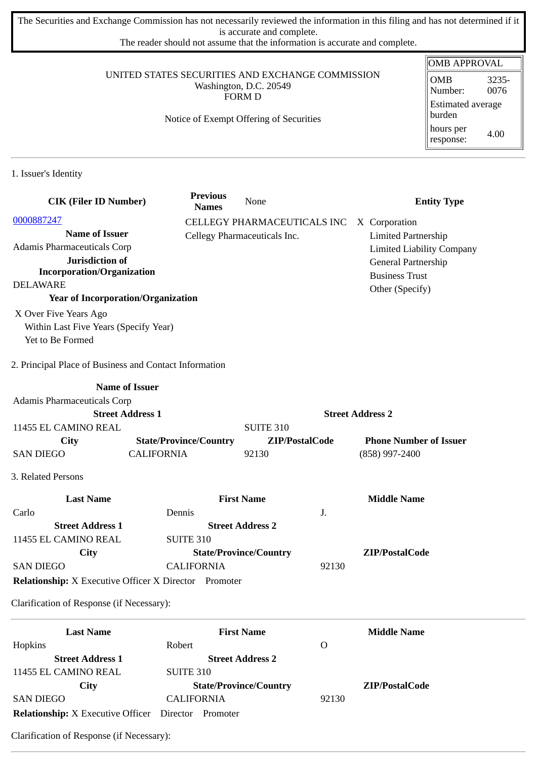The Securities and Exchange Commission has not necessarily reviewed the information in this filing and has not determined if it is accurate and complete.
The reader should not assume that the information is accurate and complete.

| OMB APPROVAL | |
|---|---|
| OMB Number: | 3235-0076 |
| Estimated average burden | |
| hours per response: | 4.00 |

UNITED STATES SECURITIES AND EXCHANGE COMMISSION
Washington, D.C. 20549
FORM D

Notice of Exempt Offering of Securities

## 1. Issuer's Identity

| CIK (Filer ID Number) | Previous Names | Entity Type |
|---|---|---|
| 0000887247 | CELLEGY PHARMACEUTICALS INC | X Corporation |
| **Name of Issuer** | Cellegy Pharmaceuticals Inc. | Limited Partnership |
| Adamis Pharmaceuticals Corp | | Limited Liability Company |
| **Jurisdiction of Incorporation/Organization** | | General Partnership |
| DELAWARE | | Business Trust |
| | | Other (Specify) |

**Year of Incorporation/Organization**

X Over Five Years Ago
Within Last Five Years (Specify Year)
Yet to Be Formed

## 2. Principal Place of Business and Contact Information

**Name of Issuer**
Adamis Pharmaceuticals Corp

| Street Address 1 | | Street Address 2 | |
|---|---|---|---|
| 11455 EL CAMINO REAL | | SUITE 310 | |
| **City** | **State/Province/Country** | **ZIP/PostalCode** | **Phone Number of Issuer** |
| SAN DIEGO | CALIFORNIA | 92130 | (858) 997-2400 |

## 3. Related Persons

| Last Name | First Name | Middle Name |
|---|---|---|
| Carlo | Dennis | J. |
| **Street Address 1** | **Street Address 2** | |
| 11455 EL CAMINO REAL | SUITE 310 | |
| **City** | **State/Province/Country** | **ZIP/PostalCode** |
| SAN DIEGO | CALIFORNIA | 92130 |

**Relationship:** X Executive Officer X Director Promoter

Clarification of Response (if Necessary):

---

| Last Name | First Name | Middle Name |
|---|---|---|
| Hopkins | Robert | O |
| **Street Address 1** | **Street Address 2** | |
| 11455 EL CAMINO REAL | SUITE 310 | |
| **City** | **State/Province/Country** | **ZIP/PostalCode** |
| SAN DIEGO | CALIFORNIA | 92130 |

**Relationship:** X Executive Officer Director Promoter

Clarification of Response (if Necessary):

---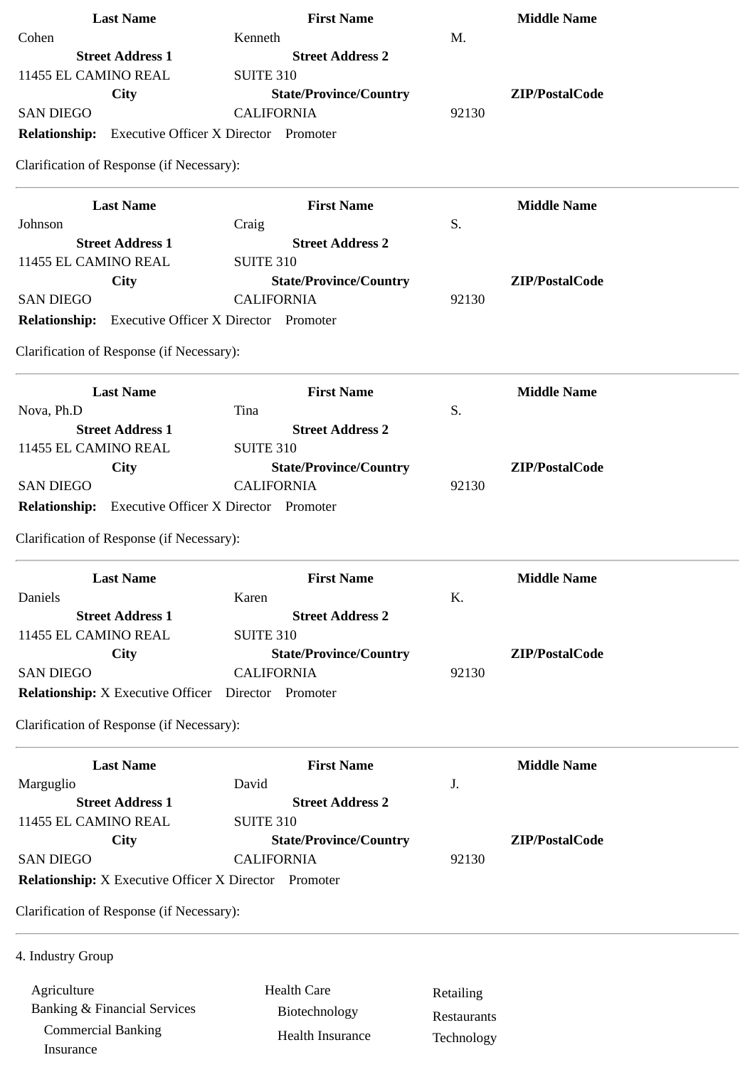| Last Name | First Name | Middle Name |
| --- | --- | --- |
| Cohen | Kenneth | M. |
| **Street Address 1** | **Street Address 2** | |
| 11455 EL CAMINO REAL | SUITE 310 | |
| **City** | **State/Province/Country** | **ZIP/PostalCode** |
| SAN DIEGO | CALIFORNIA | 92130 |

**Relationship:** Executive Officer X Director Promoter

Clarification of Response (if Necessary):

---

| Last Name | First Name | Middle Name |
| --- | --- | --- |
| Johnson | Craig | S. |
| **Street Address 1** | **Street Address 2** | |
| 11455 EL CAMINO REAL | SUITE 310 | |
| **City** | **State/Province/Country** | **ZIP/PostalCode** |
| SAN DIEGO | CALIFORNIA | 92130 |

**Relationship:** Executive Officer X Director Promoter

Clarification of Response (if Necessary):

---

| Last Name | First Name | Middle Name |
| --- | --- | --- |
| Nova, Ph.D | Tina | S. |
| **Street Address 1** | **Street Address 2** | |
| 11455 EL CAMINO REAL | SUITE 310 | |
| **City** | **State/Province/Country** | **ZIP/PostalCode** |
| SAN DIEGO | CALIFORNIA | 92130 |

**Relationship:** Executive Officer X Director Promoter

Clarification of Response (if Necessary):

---

| Last Name | First Name | Middle Name |
| --- | --- | --- |
| Daniels | Karen | K. |
| **Street Address 1** | **Street Address 2** | |
| 11455 EL CAMINO REAL | SUITE 310 | |
| **City** | **State/Province/Country** | **ZIP/PostalCode** |
| SAN DIEGO | CALIFORNIA | 92130 |

**Relationship:** X Executive Officer Director Promoter

Clarification of Response (if Necessary):

---

| Last Name | First Name | Middle Name |
| --- | --- | --- |
| Marguglio | David | J. |
| **Street Address 1** | **Street Address 2** | |
| 11455 EL CAMINO REAL | SUITE 310 | |
| **City** | **State/Province/Country** | **ZIP/PostalCode** |
| SAN DIEGO | CALIFORNIA | 92130 |

**Relationship:** X Executive Officer X Director Promoter

Clarification of Response (if Necessary):

---

4. Industry Group

- Agriculture
- Banking & Financial Services
  - Commercial Banking
  - Insurance
- Health Care
  - Biotechnology
  - Health Insurance
- Retailing
- Restaurants
- Technology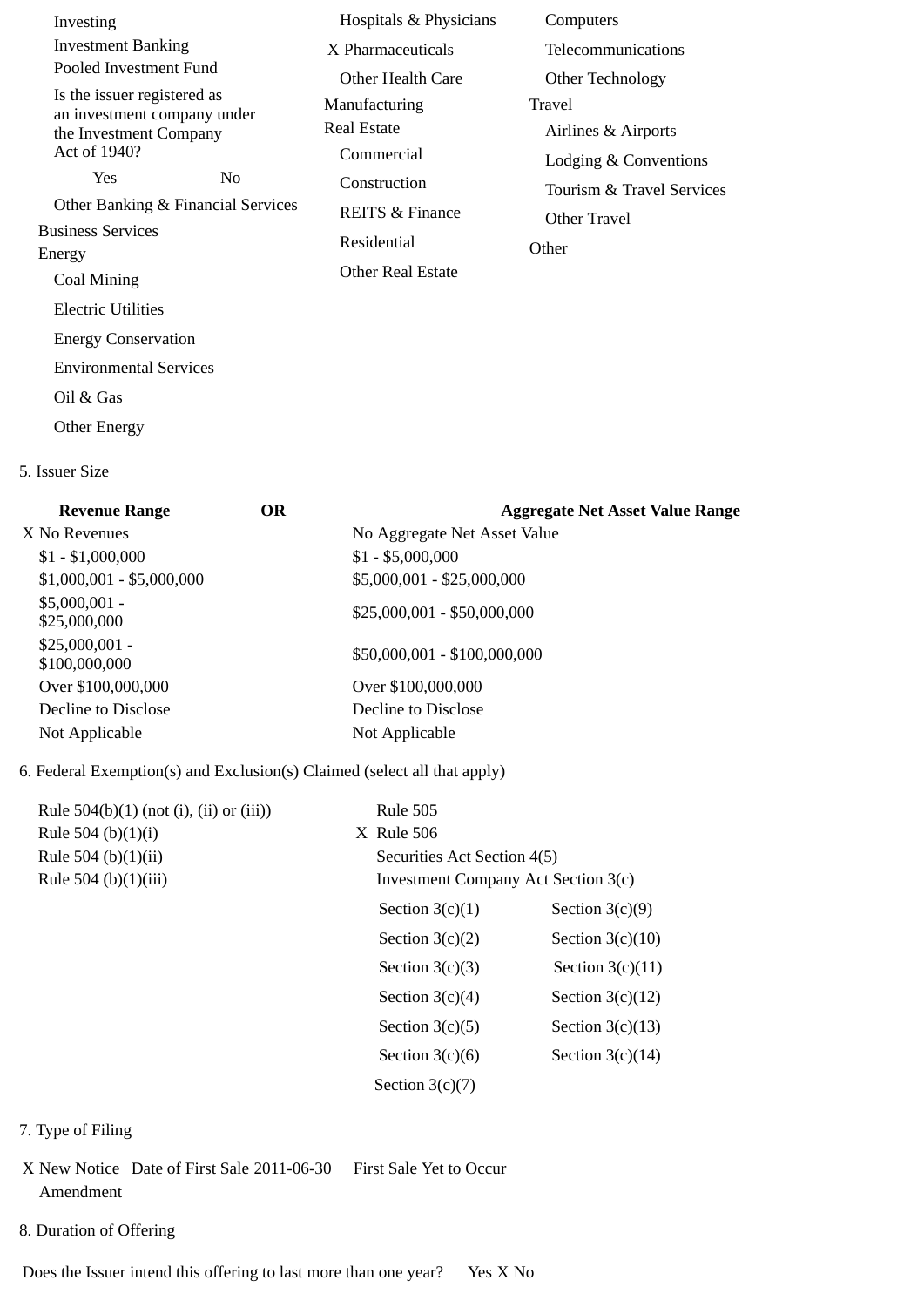Investing

Investment Banking

Pooled Investment Fund

Is the issuer registered as an investment company under the Investment Company Act of 1940?

Yes No

Other Banking & Financial Services

Business Services

Energy

Coal Mining

Electric Utilities

Energy Conservation

Environmental Services

Oil & Gas

Other Energy

Hospitals & Physicians

X Pharmaceuticals

Other Health Care

Manufacturing

Real Estate

Commercial

Construction

REITS & Finance

Residential

Other Real Estate

Computers

Telecommunications

Other Technology

Travel

Airlines & Airports

Lodging & Conventions

Tourism & Travel Services

Other Travel

Other

5. Issuer Size

| Revenue Range | OR | Aggregate Net Asset Value Range |
|---|---|---|
| X No Revenues | | No Aggregate Net Asset Value |
| $1 - $1,000,000 | | $1 - $5,000,000 |
| $1,000,001 - $5,000,000 | | $5,000,001 - $25,000,000 |
| $5,000,001 - $25,000,000 | | $25,000,001 - $50,000,000 |
| $25,000,001 - $100,000,000 | | $50,000,001 - $100,000,000 |
| Over $100,000,000 | | Over $100,000,000 |
| Decline to Disclose | | Decline to Disclose |
| Not Applicable | | Not Applicable |

6. Federal Exemption(s) and Exclusion(s) Claimed (select all that apply)

Rule 504(b)(1) (not (i), (ii) or (iii))

Rule 504 (b)(1)(i)

Rule 504 (b)(1)(ii)

Rule 504 (b)(1)(iii)

Rule 505

X Rule 506

Securities Act Section 4(5)

Investment Company Act Section 3(c)

| | |
|---|---|
| Section 3(c)(1) | Section 3(c)(9) |
| Section 3(c)(2) | Section 3(c)(10) |
| Section 3(c)(3) | Section 3(c)(11) |
| Section 3(c)(4) | Section 3(c)(12) |
| Section 3(c)(5) | Section 3(c)(13) |
| Section 3(c)(6) | Section 3(c)(14) |
| Section 3(c)(7) | |

7. Type of Filing

X New Notice Date of First Sale 2011-06-30 First Sale Yet to Occur

Amendment

8. Duration of Offering

Does the Issuer intend this offering to last more than one year? Yes X No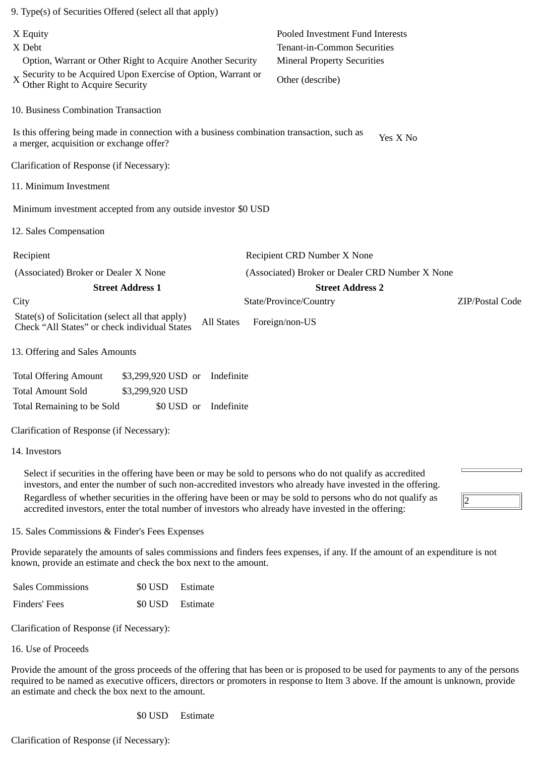9. Type(s) of Securities Offered (select all that apply)

| | |
|---|---|
| X Equity | Pooled Investment Fund Interests |
| X Debt | Tenant-in-Common Securities |
| Option, Warrant or Other Right to Acquire Another Security | Mineral Property Securities |
| X Security to be Acquired Upon Exercise of Option, Warrant or Other Right to Acquire Security | Other (describe) |

10. Business Combination Transaction

Is this offering being made in connection with a business combination transaction, such as a merger, acquisition or exchange offer? Yes X No

Clarification of Response (if Necessary):

11. Minimum Investment

Minimum investment accepted from any outside investor $0 USD

12. Sales Compensation

| | | |
|---|---|---|
| Recipient | Recipient CRD Number X None | |
| (Associated) Broker or Dealer X None | (Associated) Broker or Dealer CRD Number X None | |
| **Street Address 1** | **Street Address 2** | |
| City | State/Province/Country | ZIP/Postal Code |
| State(s) of Solicitation (select all that apply) Check “All States” or check individual States | All States Foreign/non-US | |

13. Offering and Sales Amounts

| | | | |
|---|---|---|---|
| Total Offering Amount | $3,299,920 USD | or | Indefinite |
| Total Amount Sold | $3,299,920 USD | | |
| Total Remaining to be Sold | $0 USD | or | Indefinite |

Clarification of Response (if Necessary):

14. Investors

Select if securities in the offering have been or may be sold to persons who do not qualify as accredited investors, and enter the number of such non-accredited investors who already have invested in the offering.

Regardless of whether securities in the offering have been or may be sold to persons who do not qualify as accredited investors, enter the total number of investors who already have invested in the offering: 2

15. Sales Commissions & Finder's Fees Expenses

Provide separately the amounts of sales commissions and finders fees expenses, if any. If the amount of an expenditure is not known, provide an estimate and check the box next to the amount.

| | | |
|---|---|---|
| Sales Commissions | $0 USD | Estimate |
| Finders' Fees | $0 USD | Estimate |

Clarification of Response (if Necessary):

16. Use of Proceeds

Provide the amount of the gross proceeds of the offering that has been or is proposed to be used for payments to any of the persons required to be named as executive officers, directors or promoters in response to Item 3 above. If the amount is unknown, provide an estimate and check the box next to the amount.

$0 USD Estimate

Clarification of Response (if Necessary):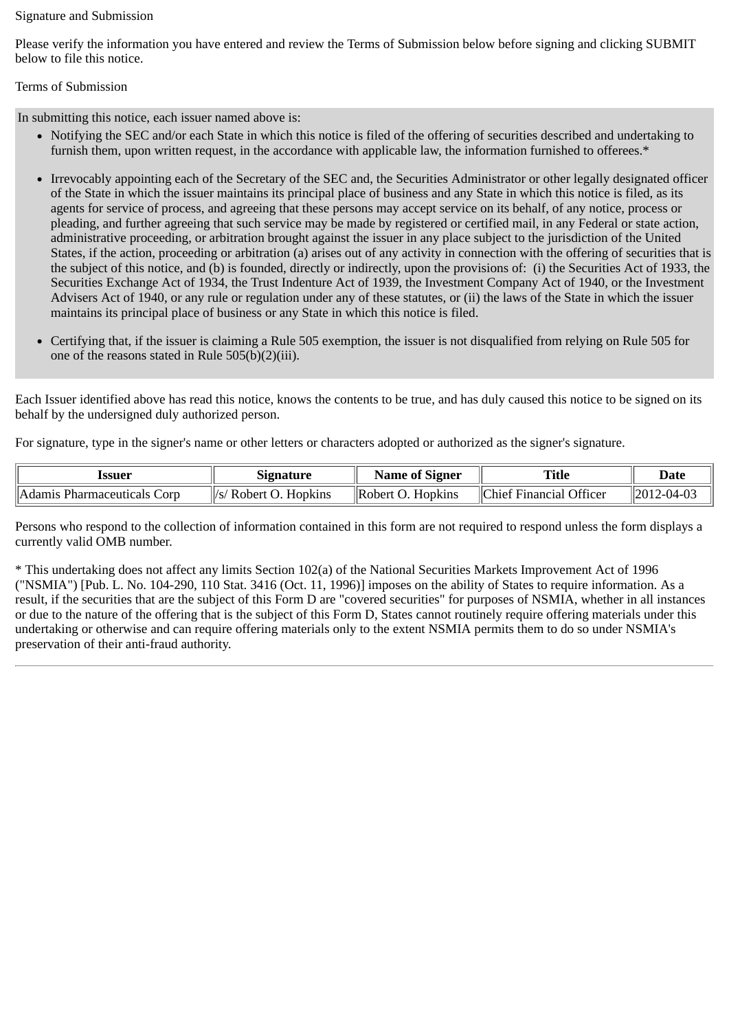Signature and Submission

Please verify the information you have entered and review the Terms of Submission below before signing and clicking SUBMIT below to file this notice.

Terms of Submission

In submitting this notice, each issuer named above is:

- Notifying the SEC and/or each State in which this notice is filed of the offering of securities described and undertaking to furnish them, upon written request, in the accordance with applicable law, the information furnished to offerees.*
- Irrevocably appointing each of the Secretary of the SEC and, the Securities Administrator or other legally designated officer of the State in which the issuer maintains its principal place of business and any State in which this notice is filed, as its agents for service of process, and agreeing that these persons may accept service on its behalf, of any notice, process or pleading, and further agreeing that such service may be made by registered or certified mail, in any Federal or state action, administrative proceeding, or arbitration brought against the issuer in any place subject to the jurisdiction of the United States, if the action, proceeding or arbitration (a) arises out of any activity in connection with the offering of securities that is the subject of this notice, and (b) is founded, directly or indirectly, upon the provisions of: (i) the Securities Act of 1933, the Securities Exchange Act of 1934, the Trust Indenture Act of 1939, the Investment Company Act of 1940, or the Investment Advisers Act of 1940, or any rule or regulation under any of these statutes, or (ii) the laws of the State in which the issuer maintains its principal place of business or any State in which this notice is filed.
- Certifying that, if the issuer is claiming a Rule 505 exemption, the issuer is not disqualified from relying on Rule 505 for one of the reasons stated in Rule 505(b)(2)(iii).

Each Issuer identified above has read this notice, knows the contents to be true, and has duly caused this notice to be signed on its behalf by the undersigned duly authorized person.

For signature, type in the signer's name or other letters or characters adopted or authorized as the signer's signature.

| Issuer | Signature | Name of Signer | Title | Date |
|---|---|---|---|---|
| Adamis Pharmaceuticals Corp | /s/ Robert O. Hopkins | Robert O. Hopkins | Chief Financial Officer | 2012-04-03 |

Persons who respond to the collection of information contained in this form are not required to respond unless the form displays a currently valid OMB number.

* This undertaking does not affect any limits Section 102(a) of the National Securities Markets Improvement Act of 1996 ("NSMIA") [Pub. L. No. 104-290, 110 Stat. 3416 (Oct. 11, 1996)] imposes on the ability of States to require information. As a result, if the securities that are the subject of this Form D are "covered securities" for purposes of NSMIA, whether in all instances or due to the nature of the offering that is the subject of this Form D, States cannot routinely require offering materials under this undertaking or otherwise and can require offering materials only to the extent NSMIA permits them to do so under NSMIA's preservation of their anti-fraud authority.